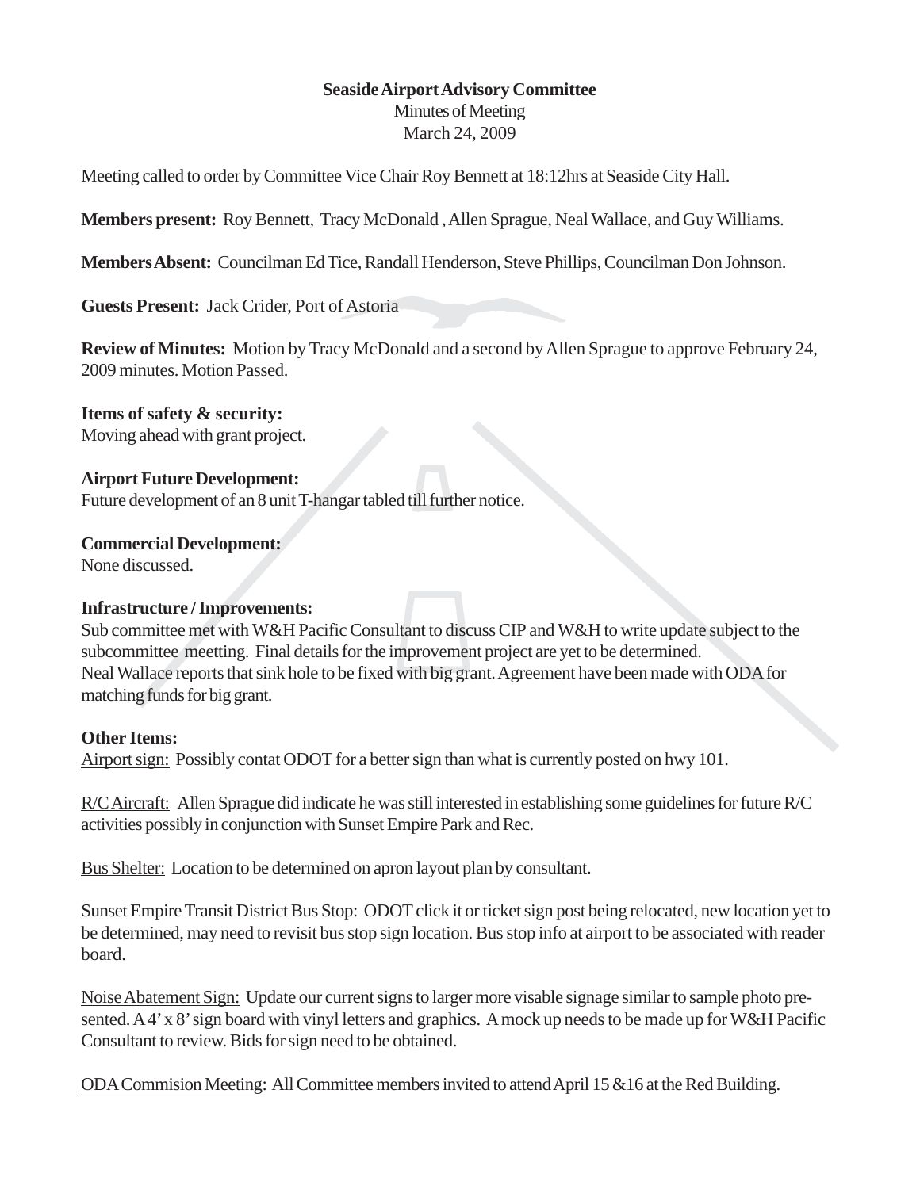**Seaside Airport Advisory Committee**

Minutes of Meeting

March 24, 2009

Meeting called to order by Committee Vice Chair Roy Bennett at 18:12hrs at Seaside City Hall.

**Members present:** Roy Bennett, Tracy McDonald , Allen Sprague, Neal Wallace, and Guy Williams.

**Members Absent:** Councilman Ed Tice, Randall Henderson, Steve Phillips, Councilman Don Johnson.

**Guests Present:** Jack Crider, Port of Astoria

**Review of Minutes:** Motion by Tracy McDonald and a second by Allen Sprague to approve February 24, 2009 minutes. Motion Passed.

**Items of safety & security:**

Moving ahead with grant project.

**Airport Future Development:**

Future development of an 8 unit T-hangar tabled till further notice.

**Commercial Development:**

None discussed.

**Infrastructure / Improvements:**

Sub committee met with W&H Pacific Consultant to discuss CIP and W&H to write update subject to the subcommittee meetting. Final details for the improvement project are yet to be determined.

Neal Wallace reports that sink hole to be fixed with big grant. Agreement have been made with ODA for matching funds for big grant.

**Other Items:**

Airport sign: Possibly contat ODOT for a better sign than what is currently posted on hwy 101.

R/C Aircraft: Allen Sprague did indicate he was still interested in establishing some guidelines for future R/C activities possibly in conjunction with Sunset Empire Park and Rec.

Bus Shelter: Location to be determined on apron layout plan by consultant.

Sunset Empire Transit District Bus Stop: ODOT click it or ticket sign post being relocated, new location yet to be determined, may need to revisit bus stop sign location. Bus stop info at airport to be associated with reader board.

Noise Abatement Sign: Update our current signs to larger more visable signage similar to sample photo presented. A 4' x 8' sign board with vinyl letters and graphics. A mock up needs to be made up for W&H Pacific Consultant to review. Bids for sign need to be obtained.

ODA Commision Meeting: All Committee members invited to attend April 15 &16 at the Red Building.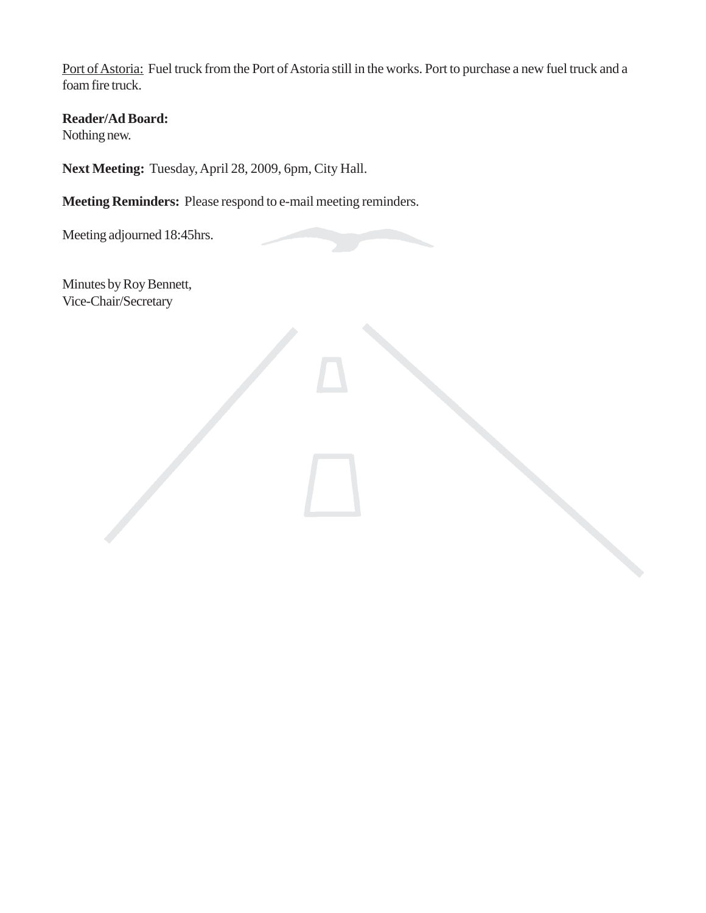Port of Astoria: Fuel truck from the Port of Astoria still in the works. Port to purchase a new fuel truck and a foam fire truck.

**Reader/Ad Board:**
Nothing new.

**Next Meeting:** Tuesday, April 28, 2009, 6pm, City Hall.

**Meeting Reminders:** Please respond to e-mail meeting reminders.

Meeting adjourned 18:45hrs.

Minutes by Roy Bennett,
Vice-Chair/Secretary